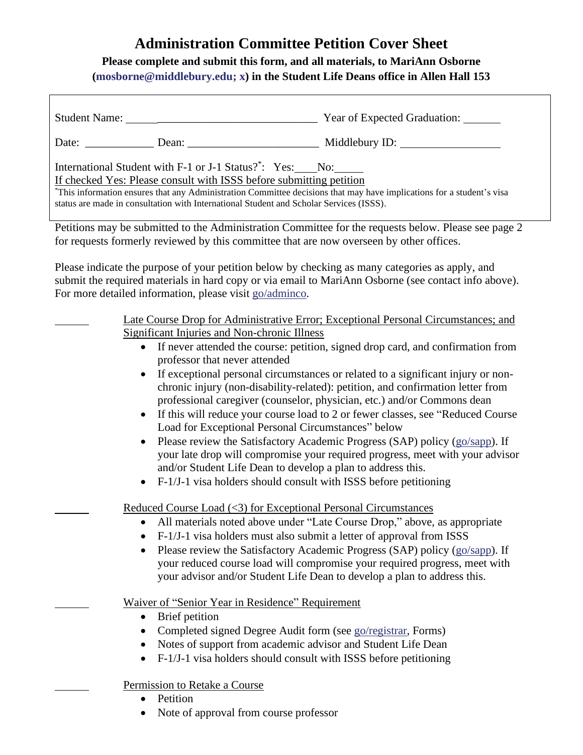# Administration Committee Petition Cover Sheet

**Please complete and submit this form, and all materials, to MariAnn Osborne (mosborne@middlebury.edu; x) in the Student Life Deans office in Allen Hall 153**

Student Name: ______________________________ Year of Expected Graduation: _______

Date: ____________ Dean: _______________________ Middlebury ID: _________________

International Student with F-1 or J-1 Status?*: Yes:____No:_____

If checked Yes: Please consult with ISSS before submitting petition

*This information ensures that any Administration Committee decisions that may have implications for a student's visa status are made in consultation with International Student and Scholar Services (ISSS).

Petitions may be submitted to the Administration Committee for the requests below. Please see page 2 for requests formerly reviewed by this committee that are now overseen by other offices.

Please indicate the purpose of your petition below by checking as many categories as apply, and submit the required materials in hard copy or via email to MariAnn Osborne (see contact info above). For more detailed information, please visit go/adminco.

______ Late Course Drop for Administrative Error; Exceptional Personal Circumstances; and Significant Injuries and Non-chronic Illness

- If never attended the course: petition, signed drop card, and confirmation from professor that never attended
- If exceptional personal circumstances or related to a significant injury or non-chronic injury (non-disability-related): petition, and confirmation letter from professional caregiver (counselor, physician, etc.) and/or Commons dean
- If this will reduce your course load to 2 or fewer classes, see "Reduced Course Load for Exceptional Personal Circumstances" below
- Please review the Satisfactory Academic Progress (SAP) policy (go/sapp). If your late drop will compromise your required progress, meet with your advisor and/or Student Life Dean to develop a plan to address this.
- F-1/J-1 visa holders should consult with ISSS before petitioning

______ Reduced Course Load (<3) for Exceptional Personal Circumstances

- All materials noted above under "Late Course Drop," above, as appropriate
- F-1/J-1 visa holders must also submit a letter of approval from ISSS
- Please review the Satisfactory Academic Progress (SAP) policy (go/sapp). If your reduced course load will compromise your required progress, meet with your advisor and/or Student Life Dean to develop a plan to address this.

______ Waiver of "Senior Year in Residence" Requirement

- Brief petition
- Completed signed Degree Audit form (see go/registrar, Forms)
- Notes of support from academic advisor and Student Life Dean
- F-1/J-1 visa holders should consult with ISSS before petitioning

______ Permission to Retake a Course

- Petition
- Note of approval from course professor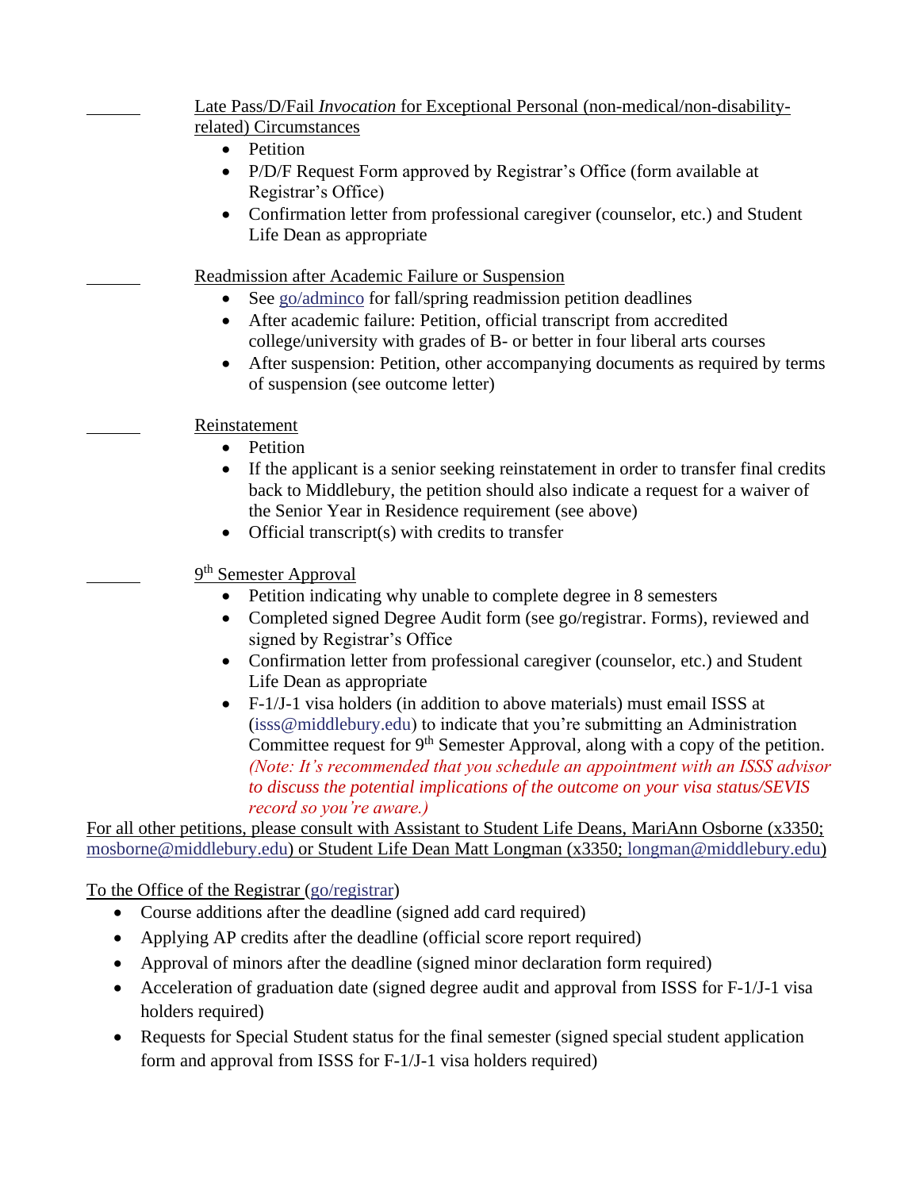\_\_\_\_\_\_ Late Pass/D/Fail *Invocation* for Exceptional Personal (non-medical/non-disability-related) Circumstances

- Petition
- P/D/F Request Form approved by Registrar's Office (form available at Registrar's Office)
- Confirmation letter from professional caregiver (counselor, etc.) and Student Life Dean as appropriate

\_\_\_\_\_\_ Readmission after Academic Failure or Suspension

- See go/adminco for fall/spring readmission petition deadlines
- After academic failure: Petition, official transcript from accredited college/university with grades of B- or better in four liberal arts courses
- After suspension: Petition, other accompanying documents as required by terms of suspension (see outcome letter)

\_\_\_\_\_\_ Reinstatement

- Petition
- If the applicant is a senior seeking reinstatement in order to transfer final credits back to Middlebury, the petition should also indicate a request for a waiver of the Senior Year in Residence requirement (see above)
- Official transcript(s) with credits to transfer

\_\_\_\_\_\_ 9th Semester Approval

- Petition indicating why unable to complete degree in 8 semesters
- Completed signed Degree Audit form (see go/registrar. Forms), reviewed and signed by Registrar's Office
- Confirmation letter from professional caregiver (counselor, etc.) and Student Life Dean as appropriate
- F-1/J-1 visa holders (in addition to above materials) must email ISSS at (isss@middlebury.edu) to indicate that you're submitting an Administration Committee request for 9th Semester Approval, along with a copy of the petition. *(Note: It's recommended that you schedule an appointment with an ISSS advisor to discuss the potential implications of the outcome on your visa status/SEVIS record so you're aware.)*

For all other petitions, please consult with Assistant to Student Life Deans, MariAnn Osborne (x3350; mosborne@middlebury.edu) or Student Life Dean Matt Longman (x3350; longman@middlebury.edu)

To the Office of the Registrar (go/registrar)

- Course additions after the deadline (signed add card required)
- Applying AP credits after the deadline (official score report required)
- Approval of minors after the deadline (signed minor declaration form required)
- Acceleration of graduation date (signed degree audit and approval from ISSS for F-1/J-1 visa holders required)
- Requests for Special Student status for the final semester (signed special student application form and approval from ISSS for F-1/J-1 visa holders required)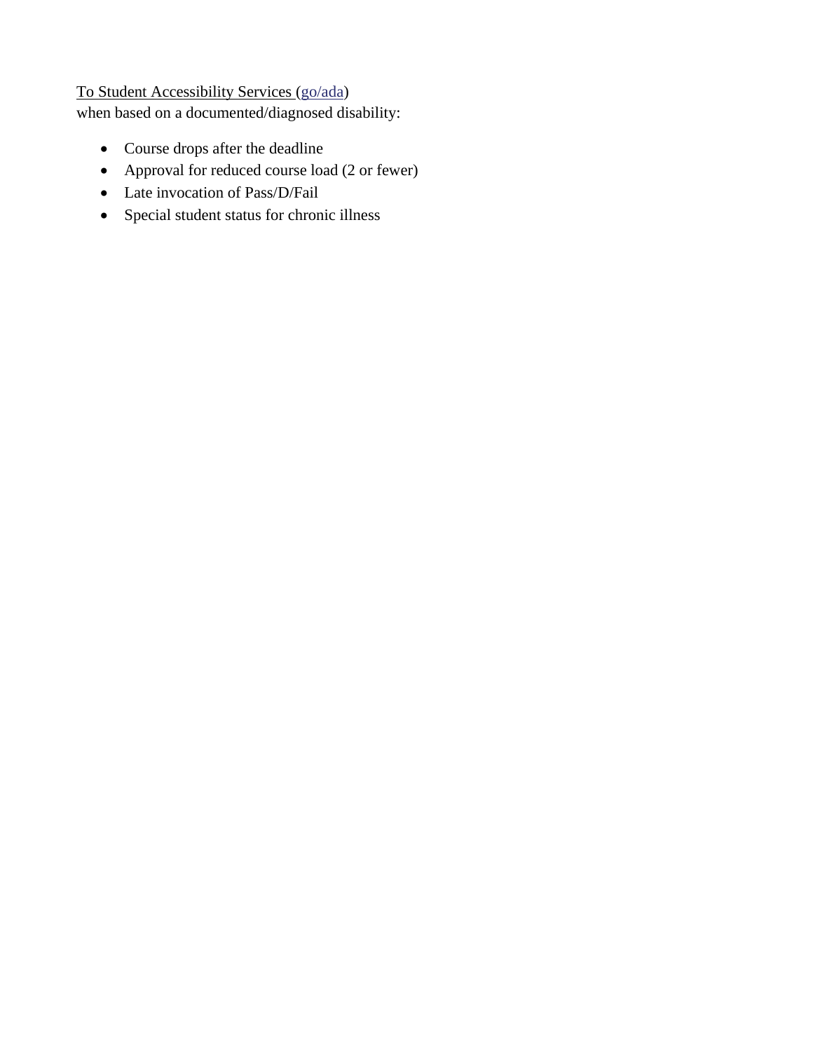To Student Accessibility Services (go/ada)
when based on a documented/diagnosed disability:

- Course drops after the deadline
- Approval for reduced course load (2 or fewer)
- Late invocation of Pass/D/Fail
- Special student status for chronic illness